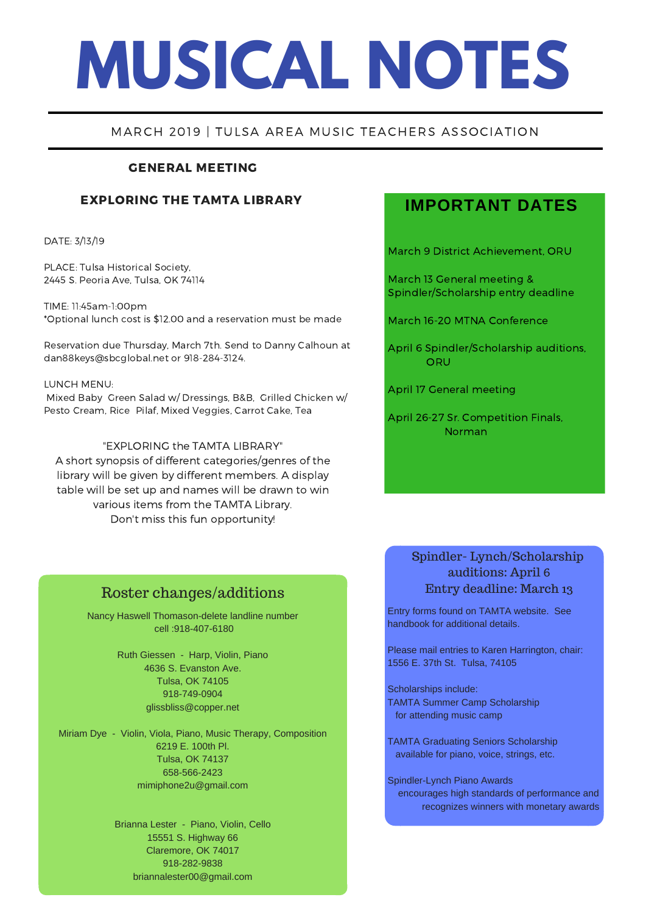# MUSICAL NOTES

MARCH 2019 | TULSA AREA MUSIC TEACHERS ASSOCIATION

## GENERAL MEETING

### EXPLORING THE TAMTA LIBRARY

DATE: 3/13/19

PLACE: Tulsa Historical Society,
2445 S. Peoria Ave, Tulsa, OK 74114

TIME: 11:45am-1:00pm
*Optional lunch cost is $12.00 and a reservation must be made

Reservation due Thursday, March 7th. Send to Danny Calhoun at dan88keys@sbcglobal.net or 918-284-3124.

LUNCH MENU:
Mixed Baby Green Salad w/ Dressings, B&B, Grilled Chicken w/ Pesto Cream, Rice Pilaf, Mixed Veggies, Carrot Cake, Tea

"EXPLORING the TAMTA LIBRARY"
A short synopsis of different categories/genres of the library will be given by different members. A display table will be set up and names will be drawn to win various items from the TAMTA Library.
Don't miss this fun opportunity!

## IMPORTANT DATES

March 9 District Achievement, ORU

March 13 General meeting & Spindler/Scholarship entry deadline

March 16-20 MTNA Conference

April 6 Spindler/Scholarship auditions, ORU

April 17 General meeting

April 26-27 Sr. Competition Finals, Norman

## Roster changes/additions

Nancy Haswell Thomason-delete landline number
cell :918-407-6180

Ruth Giessen - Harp, Violin, Piano
4636 S. Evanston Ave.
Tulsa, OK 74105
918-749-0904
glissbliss@copper.net

Miriam Dye - Violin, Viola, Piano, Music Therapy, Composition
6219 E. 100th Pl.
Tulsa, OK 74137
658-566-2423
mimiphone2u@gmail.com

Brianna Lester - Piano, Violin, Cello
15551 S. Highway 66
Claremore, OK 74017
918-282-9838
briannalester00@gmail.com

## Spindler- Lynch/Scholarship auditions: April 6 Entry deadline: March 13

Entry forms found on TAMTA website. See handbook for additional details.

Please mail entries to Karen Harrington, chair: 1556 E. 37th St. Tulsa, 74105

Scholarships include:
TAMTA Summer Camp Scholarship
for attending music camp

TAMTA Graduating Seniors Scholarship
available for piano, voice, strings, etc.

Spindler-Lynch Piano Awards
encourages high standards of performance and recognizes winners with monetary awards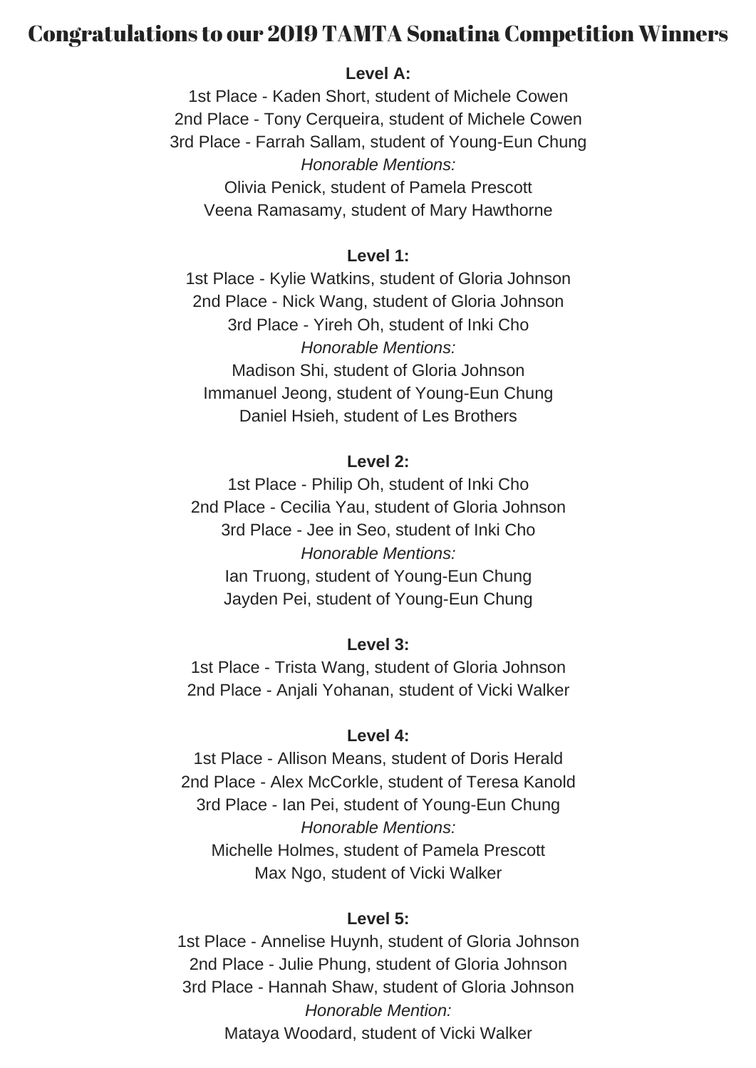# Congratulations to our 2019 TAMTA Sonatina Competition Winners

**Level A:**

1st Place - Kaden Short, student of Michele Cowen
2nd Place - Tony Cerqueira, student of Michele Cowen
3rd Place - Farrah Sallam, student of Young-Eun Chung
*Honorable Mentions:*
Olivia Penick, student of Pamela Prescott
Veena Ramasamy, student of Mary Hawthorne

**Level 1:**

1st Place - Kylie Watkins, student of Gloria Johnson
2nd Place - Nick Wang, student of Gloria Johnson
3rd Place - Yireh Oh, student of Inki Cho
*Honorable Mentions:*
Madison Shi, student of Gloria Johnson
Immanuel Jeong, student of Young-Eun Chung
Daniel Hsieh, student of Les Brothers

**Level 2:**

1st Place - Philip Oh, student of Inki Cho
2nd Place - Cecilia Yau, student of Gloria Johnson
3rd Place - Jee in Seo, student of Inki Cho
*Honorable Mentions:*
Ian Truong, student of Young-Eun Chung
Jayden Pei, student of Young-Eun Chung

**Level 3:**

1st Place - Trista Wang, student of Gloria Johnson
2nd Place - Anjali Yohanan, student of Vicki Walker

**Level 4:**

1st Place - Allison Means, student of Doris Herald
2nd Place - Alex McCorkle, student of Teresa Kanold
3rd Place - Ian Pei, student of Young-Eun Chung
*Honorable Mentions:*
Michelle Holmes, student of Pamela Prescott
Max Ngo, student of Vicki Walker

**Level 5:**

1st Place - Annelise Huynh, student of Gloria Johnson
2nd Place - Julie Phung, student of Gloria Johnson
3rd Place - Hannah Shaw, student of Gloria Johnson
*Honorable Mention:*
Mataya Woodard, student of Vicki Walker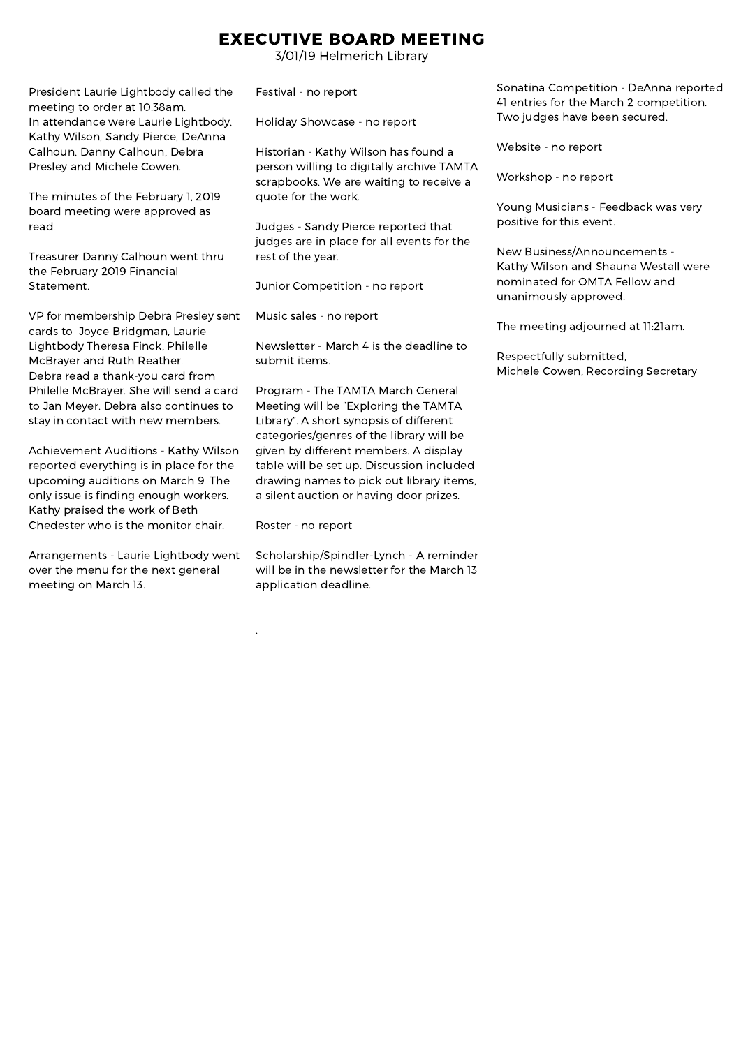# EXECUTIVE BOARD MEETING

3/01/19 Helmerich Library

President Laurie Lightbody called the meeting to order at 10:38am.
In attendance were Laurie Lightbody, Kathy Wilson, Sandy Pierce, DeAnna Calhoun, Danny Calhoun, Debra Presley and Michele Cowen.

The minutes of the February 1, 2019 board meeting were approved as read.

Treasurer Danny Calhoun went thru the February 2019 Financial Statement.

VP for membership Debra Presley sent cards to Joyce Bridgman, Laurie Lightbody Theresa Finck, Philelle McBrayer and Ruth Reather.
Debra read a thank-you card from Philelle McBrayer. She will send a card to Jan Meyer. Debra also continues to stay in contact with new members.

Achievement Auditions - Kathy Wilson reported everything is in place for the upcoming auditions on March 9. The only issue is finding enough workers. Kathy praised the work of Beth Chedester who is the monitor chair.

Arrangements - Laurie Lightbody went over the menu for the next general meeting on March 13.

Festival - no report

Holiday Showcase - no report

Historian - Kathy Wilson has found a person willing to digitally archive TAMTA scrapbooks. We are waiting to receive a quote for the work.

Judges - Sandy Pierce reported that judges are in place for all events for the rest of the year.

Junior Competition - no report

Music sales - no report

Newsletter - March 4 is the deadline to submit items.

Program - The TAMTA March General Meeting will be "Exploring the TAMTA Library". A short synopsis of different categories/genres of the library will be given by different members. A display table will be set up. Discussion included drawing names to pick out library items, a silent auction or having door prizes.

Roster - no report

Scholarship/Spindler-Lynch - A reminder will be in the newsletter for the March 13 application deadline.

Sonatina Competition - DeAnna reported 41 entries for the March 2 competition. Two judges have been secured.

Website - no report

Workshop - no report

Young Musicians - Feedback was very positive for this event.

New Business/Announcements -
Kathy Wilson and Shauna Westall were nominated for OMTA Fellow and unanimously approved.

The meeting adjourned at 11:21am.

Respectfully submitted,
Michele Cowen, Recording Secretary